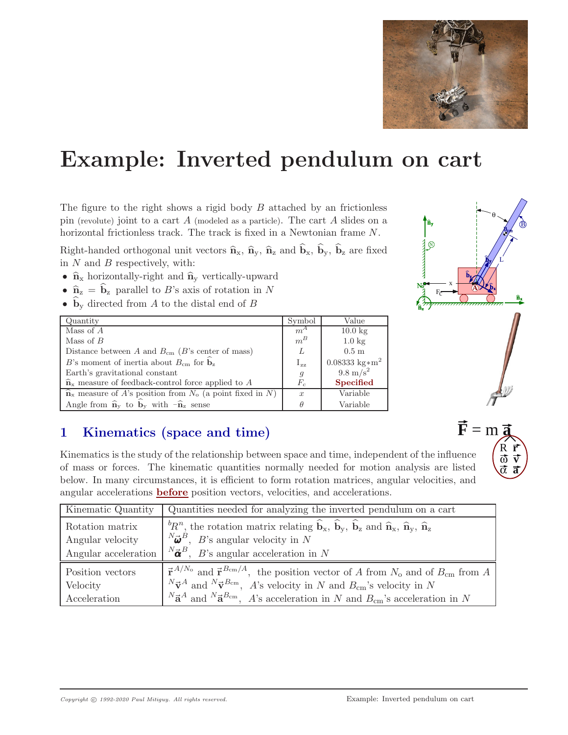# Example: Inverted pendulum on cart

The figure to the right shows a rigid body $B$ attached by an frictionless pin (revolute) joint to a cart $A$ (modeled as a particle). The cart $A$ slides on a horizontal frictionless track. The track is fixed in a Newtonian frame $N$.

Right-handed orthogonal unit vectors $\hat{\mathbf{n}}_x$, $\hat{\mathbf{n}}_y$, $\hat{\mathbf{n}}_z$ and $\hat{\mathbf{b}}_x$, $\hat{\mathbf{b}}_y$, $\hat{\mathbf{b}}_z$ are fixed in $N$ and $B$ respectively, with:

- $\hat{\mathbf{n}}_x$ horizontally-right and $\hat{\mathbf{n}}_y$ vertically-upward
- $\hat{\mathbf{n}}_z = \hat{\mathbf{b}}_z$ parallel to $B$'s axis of rotation in $N$
- $\hat{\mathbf{b}}_y$ directed from $A$ to the distal end of $B$

| Quantity | Symbol | Value |
|---|---|---|
| Mass of $A$ | $m^A$ | 10.0 kg |
| Mass of $B$ | $m^B$ | 1.0 kg |
| Distance between $A$ and $B_{cm}$ ($B$'s center of mass) | $L$ | 0.5 m |
| $B$'s moment of inertia about $B_{cm}$ for $\hat{\mathbf{b}}_z$ | $I_{zz}$ | 0.08333 kg$*$m$^2$ |
| Earth's gravitational constant | $g$ | 9.8 m/s$^2$ |
| $\hat{\mathbf{n}}_x$ measure of feedback-control force applied to $A$ | $F_c$ | **Specified** |
| $\hat{\mathbf{n}}_x$ measure of $A$'s position from $N_o$ (a point fixed in $N$) | $x$ | Variable |
| Angle from $\hat{\mathbf{n}}_y$ to $\hat{\mathbf{b}}_y$ with $-\hat{\mathbf{n}}_z$ sense | $\theta$ | Variable |

## 1 Kinematics (space and time)

Kinematics is the study of the relationship between space and time, independent of the influence of mass or forces. The kinematic quantities normally needed for motion analysis are listed below. In many circumstances, it is efficient to form rotation matrices, angular velocities, and angular accelerations **before** position vectors, velocities, and accelerations.

| Kinematic Quantity | Quantities needed for analyzing the inverted pendulum on a cart |
|---|---|
| Rotation matrix | ${}^bR^n$, the rotation matrix relating $\hat{\mathbf{b}}_x$, $\hat{\mathbf{b}}_y$, $\hat{\mathbf{b}}_z$ and $\hat{\mathbf{n}}_x$, $\hat{\mathbf{n}}_y$, $\hat{\mathbf{n}}_z$ |
| Angular velocity | ${}^N\vec{\boldsymbol{\omega}}^B$, $B$'s angular velocity in $N$ |
| Angular acceleration | ${}^N\vec{\boldsymbol{\alpha}}^B$, $B$'s angular acceleration in $N$ |
| Position vectors | $\vec{\mathbf{r}}^{A/N_o}$ and $\vec{\mathbf{r}}^{B_{cm}/A}$, the position vector of $A$ from $N_o$ and of $B_{cm}$ from $A$ |
| Velocity | ${}^N\vec{\mathbf{v}}^A$ and ${}^N\vec{\mathbf{v}}^{B_{cm}}$, $A$'s velocity in $N$ and $B_{cm}$'s velocity in $N$ |
| Acceleration | ${}^N\vec{\mathbf{a}}^A$ and ${}^N\vec{\mathbf{a}}^{B_{cm}}$, $A$'s acceleration in $N$ and $B_{cm}$'s acceleration in $N$ |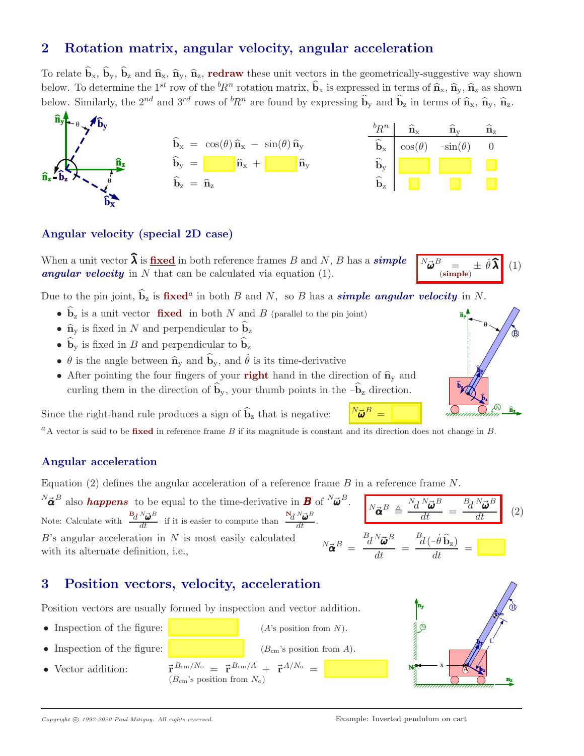## 2 Rotation matrix, angular velocity, angular acceleration

To relate $\hat{\mathbf{b}}_x$, $\hat{\mathbf{b}}_y$, $\hat{\mathbf{b}}_z$ and $\hat{\mathbf{n}}_x$, $\hat{\mathbf{n}}_y$, $\hat{\mathbf{n}}_z$, **redraw** these unit vectors in the geometrically-suggestive way shown below. To determine the 1st row of the ${}^bR^n$ rotation matrix, $\hat{\mathbf{b}}_x$ is expressed in terms of $\hat{\mathbf{n}}_x$, $\hat{\mathbf{n}}_y$, $\hat{\mathbf{n}}_z$ as shown below. Similarly, the 2nd and 3rd rows of ${}^bR^n$ are found by expressing $\hat{\mathbf{b}}_y$ and $\hat{\mathbf{b}}_z$ in terms of $\hat{\mathbf{n}}_x$, $\hat{\mathbf{n}}_y$, $\hat{\mathbf{n}}_z$.

$$\hat{\mathbf{b}}_x = \cos(\theta)\,\hat{\mathbf{n}}_x - \sin(\theta)\,\hat{\mathbf{n}}_y$$

$$\hat{\mathbf{b}}_y = \underline{\qquad}\,\hat{\mathbf{n}}_x + \underline{\qquad}\,\hat{\mathbf{n}}_y$$

$$\hat{\mathbf{b}}_z = \hat{\mathbf{n}}_z$$

| ${}^bR^n$ | $\hat{\mathbf{n}}_x$ | $\hat{\mathbf{n}}_y$ | $\hat{\mathbf{n}}_z$ |
|---|---|---|---|
| $\hat{\mathbf{b}}_x$ | $\cos(\theta)$ | $-\sin(\theta)$ | 0 |
| $\hat{\mathbf{b}}_y$ | | | |
| $\hat{\mathbf{b}}_z$ | | | |

### Angular velocity (special 2D case)

When a unit vector $\hat{\boldsymbol{\lambda}}$ is **fixed** in both reference frames $B$ and $N$, $B$ has a ***simple angular velocity*** in $N$ that can be calculated via equation (1).

$$\underset{(\text{simple})}{{}^N\vec{\boldsymbol{\omega}}^B} = \pm\,\dot{\theta}\,\hat{\boldsymbol{\lambda}} \qquad (1)$$

Due to the pin joint, $\hat{\mathbf{b}}_z$ is **fixed**[a] in both $B$ and $N$, so $B$ has a ***simple angular velocity*** in $N$.

- $\hat{\mathbf{b}}_z$ is a unit vector **fixed** in both $N$ and $B$ (parallel to the pin joint)
- $\hat{\mathbf{n}}_y$ is fixed in $N$ and perpendicular to $\hat{\mathbf{b}}_z$
- $\hat{\mathbf{b}}_y$ is fixed in $B$ and perpendicular to $\hat{\mathbf{b}}_z$
- $\theta$ is the angle between $\hat{\mathbf{n}}_y$ and $\hat{\mathbf{b}}_y$, and $\dot{\theta}$ is its time-derivative
- After pointing the four fingers of your **right** hand in the direction of $\hat{\mathbf{n}}_y$ and curling them in the direction of $\hat{\mathbf{b}}_y$, your thumb points in the $-\hat{\mathbf{b}}_z$ direction.

Since the right-hand rule produces a sign of $\hat{\mathbf{b}}_z$ that is negative: ${}^N\vec{\boldsymbol{\omega}}^B = \underline{\qquad}$

[a] A vector is said to be **fixed** in reference frame $B$ if its magnitude is constant and its direction does not change in $B$.

### Angular acceleration

Equation (2) defines the angular acceleration of a reference frame $B$ in a reference frame $N$.

${}^N\vec{\boldsymbol{\alpha}}^B$ also ***happens*** to be equal to the time-derivative in ***B*** of ${}^N\vec{\boldsymbol{\omega}}^B$.

$${}^N\vec{\boldsymbol{\alpha}}^B \triangleq \frac{{}^N d\,{}^N\vec{\boldsymbol{\omega}}^B}{dt} = \frac{{}^B d\,{}^N\vec{\boldsymbol{\omega}}^B}{dt} \qquad (2)$$

Note: Calculate with $\frac{{}^B d\,{}^N\vec{\boldsymbol{\omega}}^B}{dt}$ if it is easier to compute than $\frac{{}^N d\,{}^N\vec{\boldsymbol{\omega}}^B}{dt}$.

$B$'s angular acceleration in $N$ is most easily calculated with its alternate definition, i.e.,

$${}^N\vec{\boldsymbol{\alpha}}^B = \frac{{}^B d\,{}^N\vec{\boldsymbol{\omega}}^B}{dt} = \frac{{}^B d\,(-\dot{\theta}\,\hat{\mathbf{b}}_z)}{dt} = \underline{\qquad}$$

## 3 Position vectors, velocity, acceleration

Position vectors are usually formed by inspection and vector addition.

- Inspection of the figure: $\underline{\qquad}$ ($A$'s position from $N$).
- Inspection of the figure: $\underline{\qquad}$ ($B_{cm}$'s position from $A$).
- Vector addition: $\vec{\mathbf{r}}^{\,B_{cm}/N_o} = \vec{\mathbf{r}}^{\,B_{cm}/A} + \vec{\mathbf{r}}^{\,A/N_o} = \underline{\qquad}$ ($B_{cm}$'s position from $N_o$)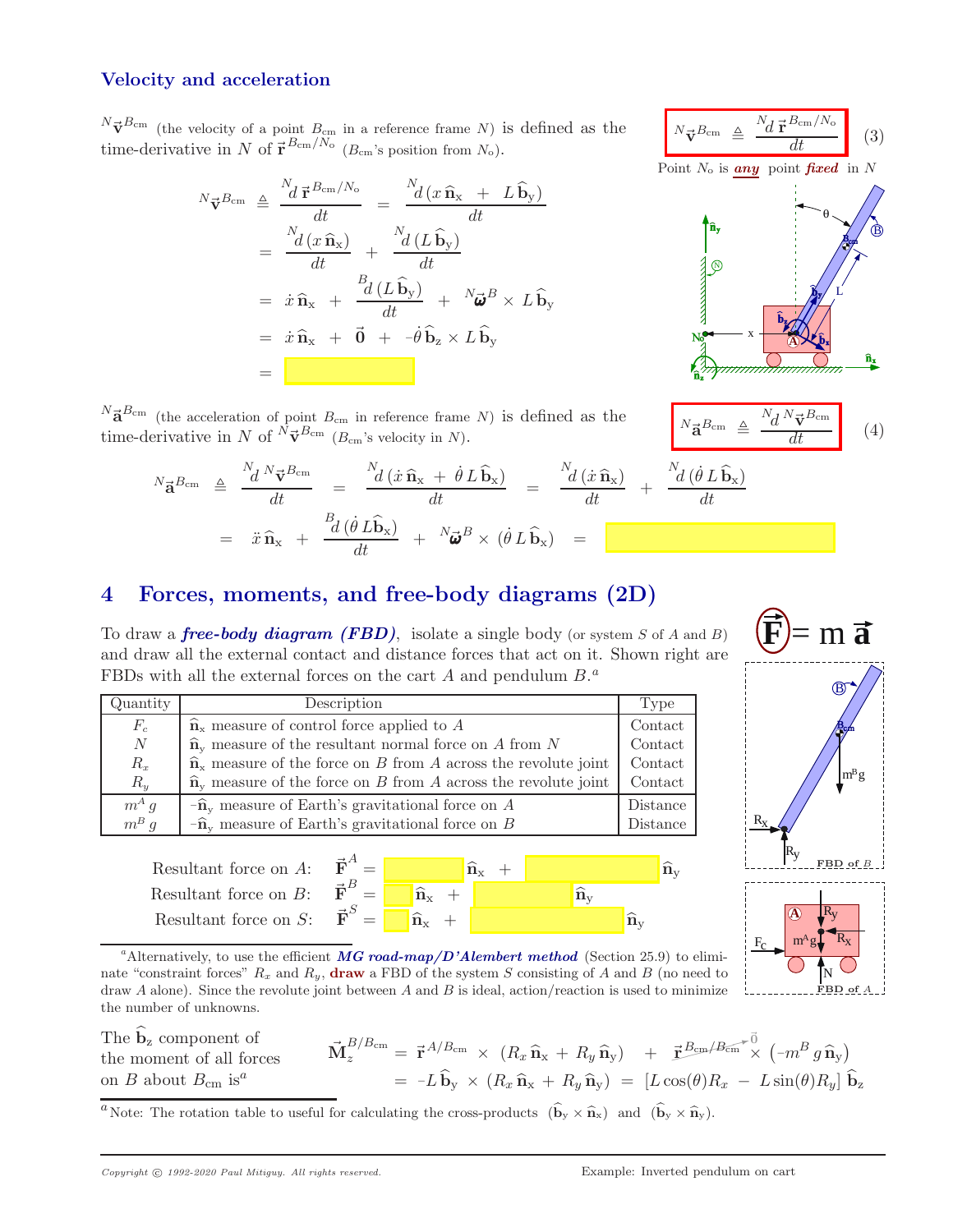### Velocity and acceleration

${}^{N}\vec{\mathbf{v}}^{B_{cm}}$ (the velocity of a point $B_{cm}$ in a reference frame $N$) is defined as the time-derivative in $N$ of $\vec{\mathbf{r}}^{B_{cm}/N_o}$ ($B_{cm}$'s position from $N_o$).

$$ {}^{N}\vec{\mathbf{v}}^{B_{cm}} \triangleq \frac{{}^{N}d\,\vec{\mathbf{r}}^{B_{cm}/N_o}}{dt} \qquad (3)$$

Point $N_o$ is ***any*** point ***fixed*** in $N$

$$\begin{aligned}
{}^{N}\vec{\mathbf{v}}^{B_{cm}} &\triangleq \frac{{}^{N}d\,\vec{\mathbf{r}}^{B_{cm}/N_o}}{dt} = \frac{{}^{N}d\,(x\,\widehat{\mathbf{n}}_x + L\,\widehat{\mathbf{b}}_y)}{dt} \\
&= \frac{{}^{N}d\,(x\,\widehat{\mathbf{n}}_x)}{dt} + \frac{{}^{N}d\,(L\,\widehat{\mathbf{b}}_y)}{dt} \\
&= \dot{x}\,\widehat{\mathbf{n}}_x + \frac{{}^{B}d\,(L\,\widehat{\mathbf{b}}_y)}{dt} + {}^{N}\vec{\boldsymbol{\omega}}^{B} \times L\,\widehat{\mathbf{b}}_y \\
&= \dot{x}\,\widehat{\mathbf{n}}_x + \vec{\mathbf{0}} + -\dot{\theta}\,\widehat{\mathbf{b}}_z \times L\,\widehat{\mathbf{b}}_y \\
&= \underline{\qquad\qquad}
\end{aligned}$$

${}^{N}\vec{\mathbf{a}}^{B_{cm}}$ (the acceleration of point $B_{cm}$ in reference frame $N$) is defined as the time-derivative in $N$ of ${}^{N}\vec{\mathbf{v}}^{B_{cm}}$ ($B_{cm}$'s velocity in $N$).

$$ {}^{N}\vec{\mathbf{a}}^{B_{cm}} \triangleq \frac{{}^{N}d\,{}^{N}\vec{\mathbf{v}}^{B_{cm}}}{dt} \qquad (4)$$

$$\begin{aligned}
{}^{N}\vec{\mathbf{a}}^{B_{cm}} &\triangleq \frac{{}^{N}d\,{}^{N}\vec{\mathbf{v}}^{B_{cm}}}{dt} = \frac{{}^{N}d\,(\dot{x}\,\widehat{\mathbf{n}}_x + \dot{\theta}\,L\,\widehat{\mathbf{b}}_x)}{dt} = \frac{{}^{N}d\,(\dot{x}\,\widehat{\mathbf{n}}_x)}{dt} + \frac{{}^{N}d\,(\dot{\theta}\,L\,\widehat{\mathbf{b}}_x)}{dt} \\
&= \ddot{x}\,\widehat{\mathbf{n}}_x + \frac{{}^{B}d\,(\dot{\theta}\,L\widehat{\mathbf{b}}_x)}{dt} + {}^{N}\vec{\boldsymbol{\omega}}^{B} \times (\dot{\theta}\,L\,\widehat{\mathbf{b}}_x) = \underline{\qquad\qquad}
\end{aligned}$$

## 4 Forces, moments, and free-body diagrams (2D)

$\vec{\mathbf{F}} = m\,\vec{\mathbf{a}}$

To draw a ***free-body diagram (FBD)***, isolate a single body (or system $S$ of $A$ and $B$) and draw all the external contact and distance forces that act on it. Shown right are FBDs with all the external forces on the cart $A$ and pendulum $B$.[a]

| Quantity | Description | Type |
|---|---|---|
| $F_c$ | $\widehat{\mathbf{n}}_x$ measure of control force applied to $A$ | Contact |
| $N$ | $\widehat{\mathbf{n}}_y$ measure of the resultant normal force on $A$ from $N$ | Contact |
| $R_x$ | $\widehat{\mathbf{n}}_x$ measure of the force on $B$ from $A$ across the revolute joint | Contact |
| $R_y$ | $\widehat{\mathbf{n}}_y$ measure of the force on $B$ from $A$ across the revolute joint | Contact |
| $m^A\,g$ | $-\widehat{\mathbf{n}}_y$ measure of Earth's gravitational force on $A$ | Distance |
| $m^B\,g$ | $-\widehat{\mathbf{n}}_y$ measure of Earth's gravitational force on $B$ | Distance |

Resultant force on $A$: $\quad \vec{\mathbf{F}}^{A} = \underline{\qquad}\,\widehat{\mathbf{n}}_x + \underline{\qquad}\,\widehat{\mathbf{n}}_y$

Resultant force on $B$: $\quad \vec{\mathbf{F}}^{B} = \underline{\qquad}\,\widehat{\mathbf{n}}_x + \underline{\qquad}\,\widehat{\mathbf{n}}_y$

Resultant force on $S$: $\quad \vec{\mathbf{F}}^{S} = \underline{\qquad}\,\widehat{\mathbf{n}}_x + \underline{\qquad}\,\widehat{\mathbf{n}}_y$

[a] Alternatively, to use the efficient ***MG road-map/D'Alembert method*** (Section 25.9) to eliminate "constraint forces" $R_x$ and $R_y$, **draw** a FBD of the system $S$ consisting of $A$ and $B$ (no need to draw $A$ alone). Since the revolute joint between $A$ and $B$ is ideal, action/reaction is used to minimize the number of unknowns.

The $\widehat{\mathbf{b}}_z$ component of the moment of all forces on $B$ about $B_{cm}$ is[a]

$$\begin{aligned}
\vec{\mathbf{M}}_z^{B/B_{cm}} &= \vec{\mathbf{r}}^{A/B_{cm}} \times (R_x\,\widehat{\mathbf{n}}_x + R_y\,\widehat{\mathbf{n}}_y) + \underbrace{\vec{\mathbf{r}}^{B_{cm}/B_{cm}}}_{\vec{0}} \times \left(-m^B\,g\,\widehat{\mathbf{n}}_y\right) \\
&= -L\,\widehat{\mathbf{b}}_y \times (R_x\,\widehat{\mathbf{n}}_x + R_y\,\widehat{\mathbf{n}}_y) = [L\cos(\theta)R_x - L\sin(\theta)R_y]\,\widehat{\mathbf{b}}_z
\end{aligned}$$

[a] Note: The rotation table to useful for calculating the cross-products $(\widehat{\mathbf{b}}_y \times \widehat{\mathbf{n}}_x)$ and $(\widehat{\mathbf{b}}_y \times \widehat{\mathbf{n}}_y)$.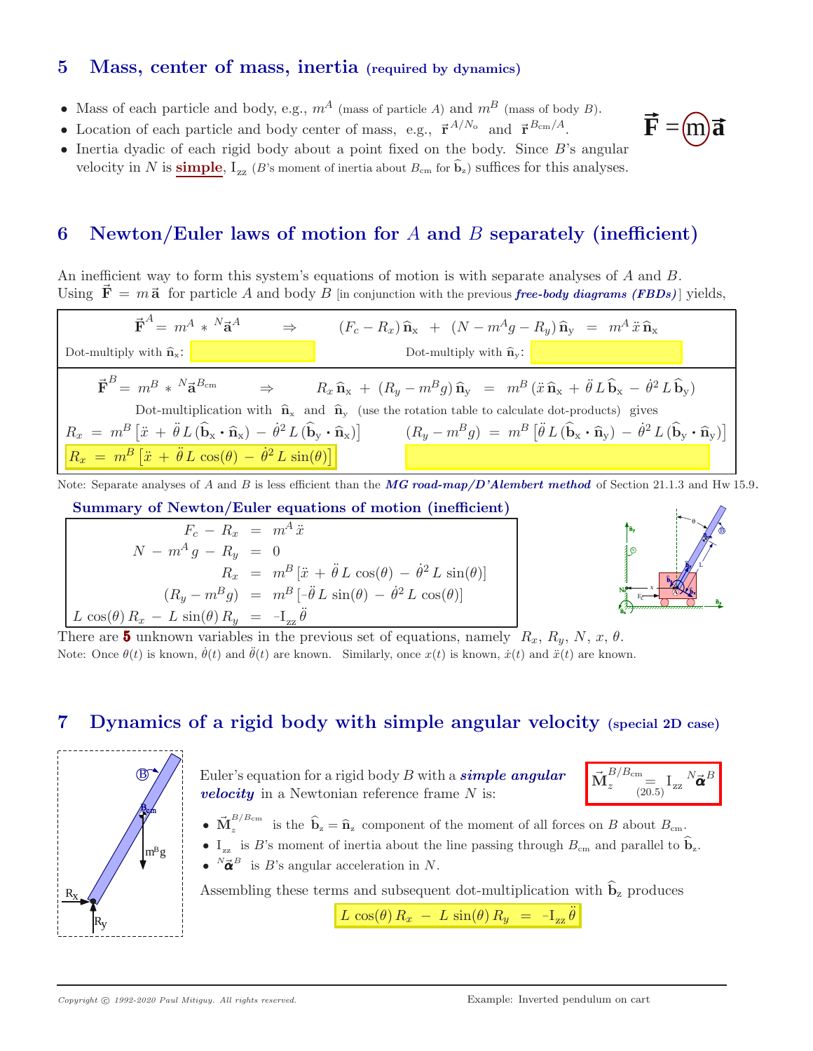## 5 Mass, center of mass, inertia (required by dynamics)

- Mass of each particle and body, e.g., $m^A$ (mass of particle $A$) and $m^B$ (mass of body $B$).
- Location of each particle and body center of mass, e.g., $\vec{r}^{\,A/N_o}$ and $\vec{r}^{\,B_{cm}/A}$.
- Inertia dyadic of each rigid body about a point fixed on the body. Since $B$'s angular velocity in $N$ is **simple**, $I_{zz}$ ($B$'s moment of inertia about $B_{cm}$ for $\hat{b}_z$) suffices for this analyses.

$\vec{F} = m\vec{a}$

## 6 Newton/Euler laws of motion for $A$ and $B$ separately (inefficient)

An inefficient way to form this system's equations of motion is with separate analyses of $A$ and $B$. Using $\vec{F} = m\,\vec{a}$ for particle $A$ and body $B$ [in conjunction with the previous *free-body diagrams (FBDs)*] yields,

$$\vec{F}^A = m^A * {}^N\vec{a}^A \quad \Rightarrow \quad (F_c - R_x)\,\hat{n}_x \;+\; (N - m^A g - R_y)\,\hat{n}_y \;=\; m^A\,\ddot{x}\,\hat{n}_x$$

Dot-multiply with $\hat{n}_x$: \_\_\_\_\_\_\_\_\_\_ Dot-multiply with $\hat{n}_y$: \_\_\_\_\_\_\_\_\_\_

$$\vec{F}^B = m^B * {}^N\vec{a}^{B_{cm}} \quad \Rightarrow \quad R_x\,\hat{n}_x \;+\; (R_y - m^B g)\,\hat{n}_y \;=\; m^B\,(\ddot{x}\,\hat{n}_x + \ddot{\theta}\,L\,\hat{b}_x - \dot{\theta}^2\,L\,\hat{b}_y)$$

Dot-multiplication with $\hat{n}_x$ and $\hat{n}_y$ (use the rotation table to calculate dot-products) gives

$$R_x \;=\; m^B\,[\ddot{x} \;+\; \ddot{\theta}\,L\,(\hat{b}_x \cdot \hat{n}_x) \;-\; \dot{\theta}^2\,L\,(\hat{b}_y \cdot \hat{n}_x)] \qquad (R_y - m^B g) \;=\; m^B\,[\ddot{\theta}\,L\,(\hat{b}_x \cdot \hat{n}_y) \;-\; \dot{\theta}^2\,L\,(\hat{b}_y \cdot \hat{n}_y)]$$

$$R_x \;=\; m^B\,[\ddot{x} \;+\; \ddot{\theta}\,L\,\cos(\theta) \;-\; \dot{\theta}^2\,L\,\sin(\theta)]$$

Note: Separate analyses of $A$ and $B$ is less efficient than the *MG road-map/D'Alembert method* of Section 21.1.3 and Hw 15.9.

### Summary of Newton/Euler equations of motion (inefficient)

$$\begin{aligned}
F_c - R_x &= m^A\,\ddot{x} \\
N - m^A g - R_y &= 0 \\
R_x &= m^B\,[\ddot{x} + \ddot{\theta}\,L\,\cos(\theta) - \dot{\theta}^2\,L\,\sin(\theta)] \\
(R_y - m^B g) &= m^B\,[-\ddot{\theta}\,L\,\sin(\theta) - \dot{\theta}^2\,L\,\cos(\theta)] \\
L\,\cos(\theta)\,R_x - L\,\sin(\theta)\,R_y &= -I_{zz}\,\ddot{\theta}
\end{aligned}$$

There are **5** unknown variables in the previous set of equations, namely $R_x$, $R_y$, $N$, $x$, $\theta$.

Note: Once $\theta(t)$ is known, $\dot{\theta}(t)$ and $\ddot{\theta}(t)$ are known. Similarly, once $x(t)$ is known, $\dot{x}(t)$ and $\ddot{x}(t)$ are known.

## 7 Dynamics of a rigid body with simple angular velocity (special 2D case)

Euler's equation for a rigid body $B$ with a *simple angular velocity* in a Newtonian reference frame $N$ is:

$$\vec{M}_z^{B/B_{cm}} \underset{(20.5)}{=} I_{zz}\;{}^N\vec{\alpha}^B$$

- $\vec{M}_z^{B/B_{cm}}$ is the $\hat{b}_z = \hat{n}_z$ component of the moment of all forces on $B$ about $B_{cm}$.
- $I_{zz}$ is $B$'s moment of inertia about the line passing through $B_{cm}$ and parallel to $\hat{b}_z$.
- ${}^N\vec{\alpha}^B$ is $B$'s angular acceleration in $N$.

Assembling these terms and subsequent dot-multiplication with $\hat{b}_z$ produces

$$L\,\cos(\theta)\,R_x \;-\; L\,\sin(\theta)\,R_y \;=\; -I_{zz}\,\ddot{\theta}$$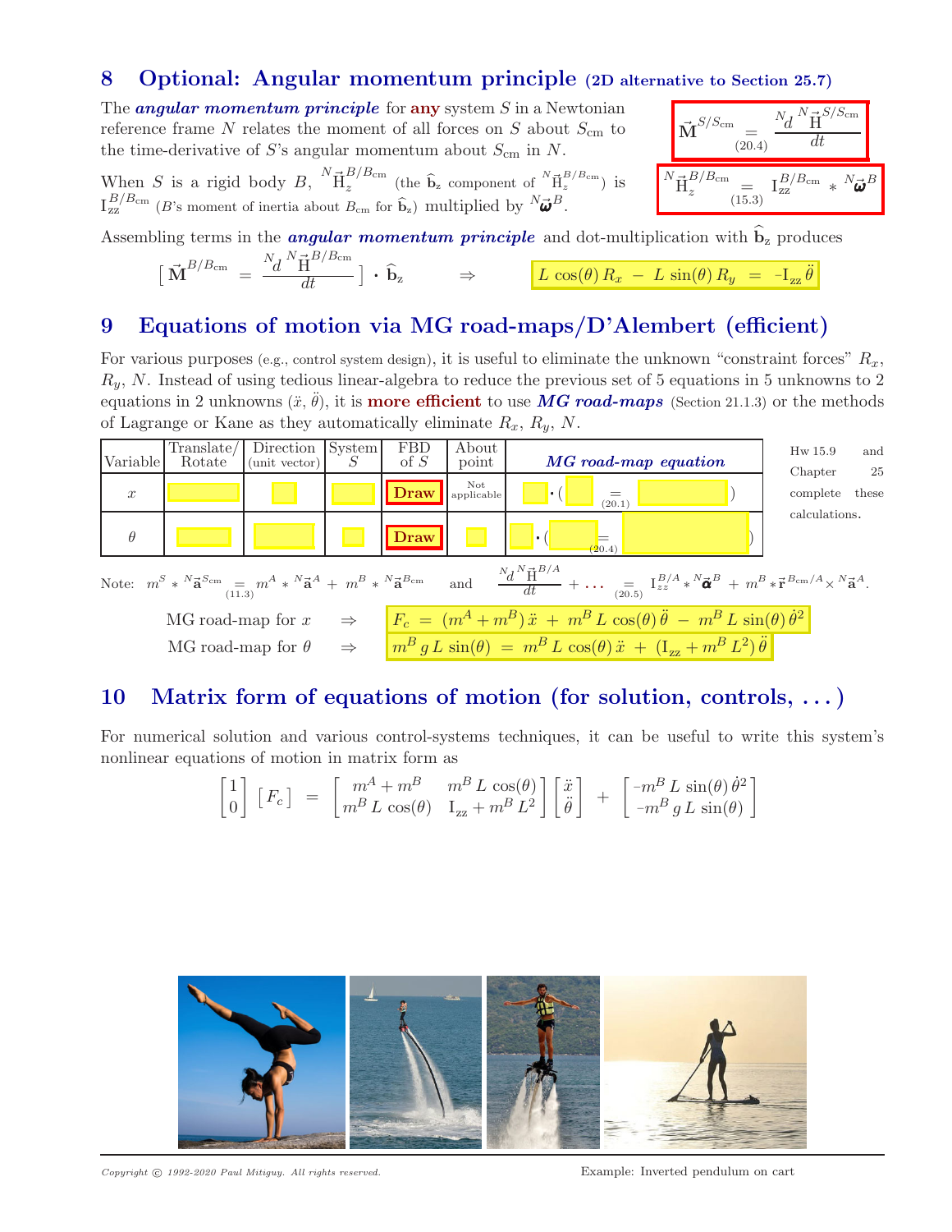## 8 Optional: Angular momentum principle (2D alternative to Section 25.7)

The ***angular momentum principle*** for **any** system $S$ in a Newtonian reference frame $N$ relates the moment of all forces on $S$ about $S_{cm}$ to the time-derivative of $S$'s angular momentum about $S_{cm}$ in $N$.

$$\vec{\mathbf{M}}^{S/S_{cm}} \underset{(20.4)}{=} \frac{{}^N d \; {}^N\vec{\mathbf{H}}^{S/S_{cm}}}{dt}$$

When $S$ is a rigid body $B$, ${}^N\vec{\mathrm{H}}_z^{B/B_{cm}}$ (the $\widehat{\mathbf{b}}_z$ component of ${}^N\vec{\mathrm{H}}^{B/B_{cm}}$) is $\mathrm{I}_{zz}^{B/B_{cm}}$ ($B$'s moment of inertia about $B_{cm}$ for $\widehat{\mathbf{b}}_z$) multiplied by ${}^N\vec{\boldsymbol{\omega}}^B$.

$${}^N\vec{\mathrm{H}}_z^{B/B_{cm}} \underset{(15.3)}{=} \mathrm{I}_{zz}^{B/B_{cm}} * {}^N\vec{\boldsymbol{\omega}}^B$$

Assembling terms in the ***angular momentum principle*** and dot-multiplication with $\widehat{\mathbf{b}}_z$ produces

$$\left[\, \vec{\mathbf{M}}^{B/B_{cm}} = \frac{{}^N d \; {}^N\vec{\mathrm{H}}^{B/B_{cm}}}{dt} \,\right] \cdot \widehat{\mathbf{b}}_z \quad \Rightarrow \quad L\cos(\theta)\,R_x - L\sin(\theta)\,R_y = \text{-}\mathrm{I}_{zz}\,\ddot{\theta}$$

## 9 Equations of motion via MG road-maps/D'Alembert (efficient)

For various purposes (e.g., control system design), it is useful to eliminate the unknown "constraint forces" $R_x$, $R_y$, $N$. Instead of using tedious linear-algebra to reduce the previous set of 5 equations in 5 unknowns to 2 equations in 2 unknowns ($\ddot{x}, \ddot{\theta}$), it is **more efficient** to use ***MG road-maps*** (Section 21.1.3) or the methods of Lagrange or Kane as they automatically eliminate $R_x$, $R_y$, $N$.

| Variable | Translate/ Rotate | Direction (unit vector) | System $S$ | FBD of $S$ | About point | *MG road-map equation* |
|---|---|---|---|---|---|---|
| $x$ | | | | **Draw** | Not applicable | $\cdot\,(\quad \underset{(20.1)}{=} \quad)$ |
| $\theta$ | | | | **Draw** | | $\cdot\,(\quad \underset{(20.4)}{=} \quad)$ |

Hw 15.9 and Chapter 25 complete these calculations.

Note: $m^S * {}^N\vec{\mathbf{a}}^{S_{cm}} \underset{(11.3)}{=} m^A * {}^N\vec{\mathbf{a}}^A + m^B * {}^N\vec{\mathbf{a}}^{B_{cm}}$ and $\frac{{}^N d \; {}^N\vec{\mathrm{H}}^{B/A}}{dt} + \ldots \underset{(20.5)}{=} \mathrm{I}_{zz}^{B/A} * {}^N\vec{\boldsymbol{\alpha}}^B + m^B * \vec{\mathbf{r}}^{B_{cm}/A} \times {}^N\vec{\mathbf{a}}^A$.

MG road-map for $x$ $\Rightarrow$ $F_c = (m^A + m^B)\,\ddot{x} + m^B L\cos(\theta)\,\ddot{\theta} - m^B L\sin(\theta)\,\dot{\theta}^2$

MG road-map for $\theta$ $\Rightarrow$ $m^B g L\sin(\theta) = m^B L\cos(\theta)\,\ddot{x} + (\mathrm{I}_{zz} + m^B L^2)\,\ddot{\theta}$

## 10 Matrix form of equations of motion (for solution, controls, ...)

For numerical solution and various control-systems techniques, it can be useful to write this system's nonlinear equations of motion in matrix form as

$$\begin{bmatrix} 1 \\ 0 \end{bmatrix} \begin{bmatrix} F_c \end{bmatrix} = \begin{bmatrix} m^A + m^B & m^B L\cos(\theta) \\ m^B L\cos(\theta) & \mathrm{I}_{zz} + m^B L^2 \end{bmatrix} \begin{bmatrix} \ddot{x} \\ \ddot{\theta} \end{bmatrix} + \begin{bmatrix} \text{-}m^B L\sin(\theta)\,\dot{\theta}^2 \\ \text{-}m^B g L\sin(\theta) \end{bmatrix}$$